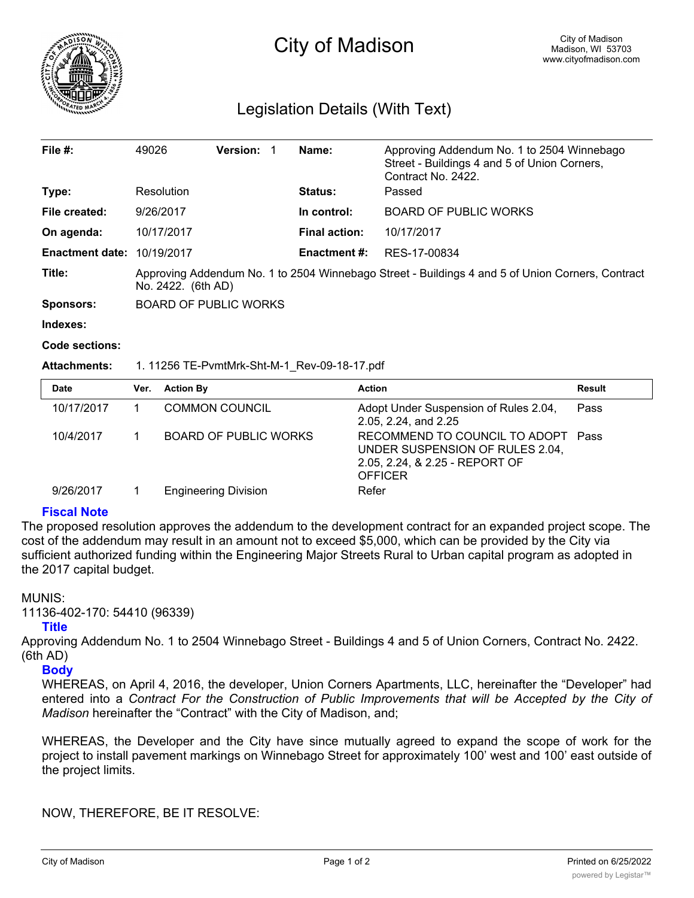# City of Madison

City of Madison
Madison, WI 53703
www.cityofmadison.com

## Legislation Details (With Text)

| | | | |
|---|---|---|---|
| **File #:** | 49026 **Version:** 1 | **Name:** | Approving Addendum No. 1 to 2504 Winnebago Street - Buildings 4 and 5 of Union Corners, Contract No. 2422. |
| **Type:** | Resolution | **Status:** | Passed |
| **File created:** | 9/26/2017 | **In control:** | BOARD OF PUBLIC WORKS |
| **On agenda:** | 10/17/2017 | **Final action:** | 10/17/2017 |
| **Enactment date:** | 10/19/2017 | **Enactment #:** | RES-17-00834 |

**Title:** Approving Addendum No. 1 to 2504 Winnebago Street - Buildings 4 and 5 of Union Corners, Contract No. 2422. (6th AD)

**Sponsors:** BOARD OF PUBLIC WORKS

**Indexes:**

**Code sections:**

**Attachments:** 1. 11256 TE-PvmtMrk-Sht-M-1_Rev-09-18-17.pdf

| Date | Ver. | Action By | Action | Result |
|---|---|---|---|---|
| 10/17/2017 | 1 | COMMON COUNCIL | Adopt Under Suspension of Rules 2.04, 2.05, 2.24, and 2.25 | Pass |
| 10/4/2017 | 1 | BOARD OF PUBLIC WORKS | RECOMMEND TO COUNCIL TO ADOPT UNDER SUSPENSION OF RULES 2.04, 2.05, 2.24, & 2.25 - REPORT OF OFFICER | Pass |
| 9/26/2017 | 1 | Engineering Division | Refer | |

### Fiscal Note

The proposed resolution approves the addendum to the development contract for an expanded project scope. The cost of the addendum may result in an amount not to exceed $5,000, which can be provided by the City via sufficient authorized funding within the Engineering Major Streets Rural to Urban capital program as adopted in the 2017 capital budget.

MUNIS:
11136-402-170: 54410 (96339)

### Title

Approving Addendum No. 1 to 2504 Winnebago Street - Buildings 4 and 5 of Union Corners, Contract No. 2422. (6th AD)

### Body

WHEREAS, on April 4, 2016, the developer, Union Corners Apartments, LLC, hereinafter the "Developer" had entered into a *Contract For the Construction of Public Improvements that will be Accepted by the City of Madison* hereinafter the "Contract" with the City of Madison, and;

WHEREAS, the Developer and the City have since mutually agreed to expand the scope of work for the project to install pavement markings on Winnebago Street for approximately 100' west and 100' east outside of the project limits.

NOW, THEREFORE, BE IT RESOLVE: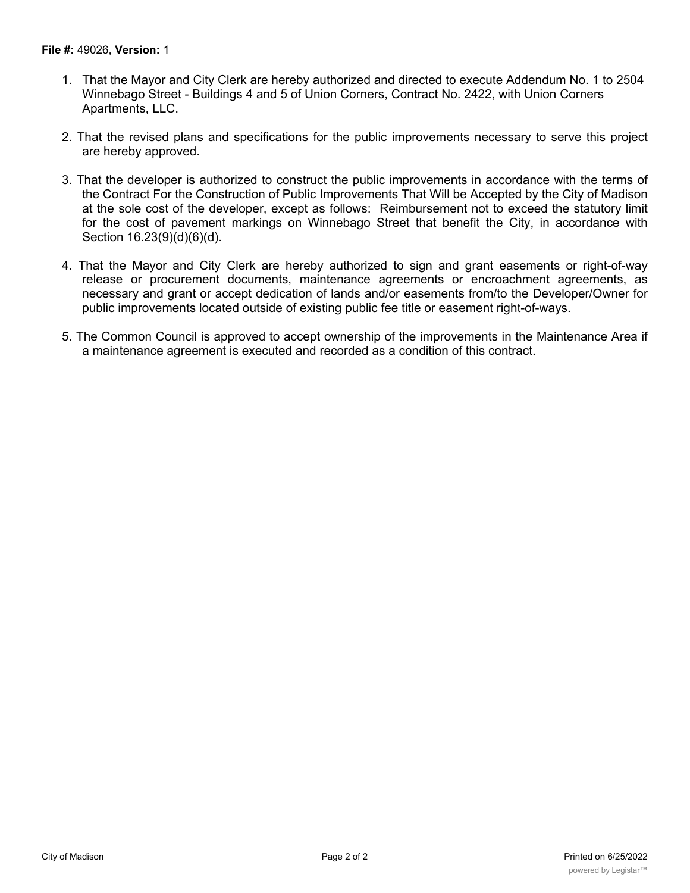1. That the Mayor and City Clerk are hereby authorized and directed to execute Addendum No. 1 to 2504 Winnebago Street - Buildings 4 and 5 of Union Corners, Contract No. 2422, with Union Corners Apartments, LLC.

2. That the revised plans and specifications for the public improvements necessary to serve this project are hereby approved.

3. That the developer is authorized to construct the public improvements in accordance with the terms of the Contract For the Construction of Public Improvements That Will be Accepted by the City of Madison at the sole cost of the developer, except as follows: Reimbursement not to exceed the statutory limit for the cost of pavement markings on Winnebago Street that benefit the City, in accordance with Section 16.23(9)(d)(6)(d).

4. That the Mayor and City Clerk are hereby authorized to sign and grant easements or right-of-way release or procurement documents, maintenance agreements or encroachment agreements, as necessary and grant or accept dedication of lands and/or easements from/to the Developer/Owner for public improvements located outside of existing public fee title or easement right-of-ways.

5. The Common Council is approved to accept ownership of the improvements in the Maintenance Area if a maintenance agreement is executed and recorded as a condition of this contract.